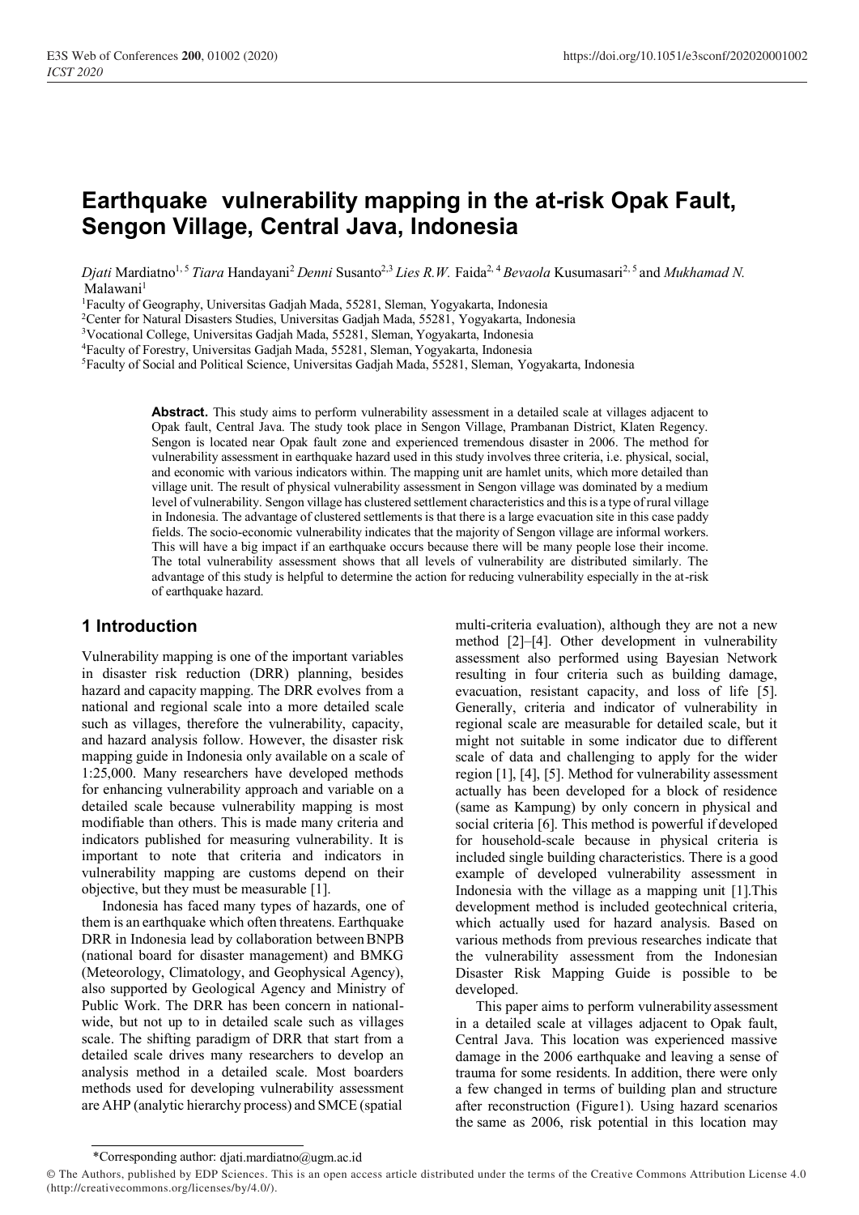# Earthquake vulnerability mapping in the at-risk Opak Fault, Sengon Village, Central Java, Indonesia

*Djati* Mardiatno[1,5] *Tiara* Handayani[2] *Denni* Susanto[2,3] *Lies R.W.* Faida[2,4] *Bevaola* Kusumasari[2,5] and *Mukhamad N.* Malawani[1]

[1]Faculty of Geography, Universitas Gadjah Mada, 55281, Sleman, Yogyakarta, Indonesia

[2]Center for Natural Disasters Studies, Universitas Gadjah Mada, 55281, Yogyakarta, Indonesia

[3]Vocational College, Universitas Gadjah Mada, 55281, Sleman, Yogyakarta, Indonesia

[4]Faculty of Forestry, Universitas Gadjah Mada, 55281, Sleman, Yogyakarta, Indonesia

[5]Faculty of Social and Political Science, Universitas Gadjah Mada, 55281, Sleman, Yogyakarta, Indonesia

**Abstract.** This study aims to perform vulnerability assessment in a detailed scale at villages adjacent to Opak fault, Central Java. The study took place in Sengon Village, Prambanan District, Klaten Regency. Sengon is located near Opak fault zone and experienced tremendous disaster in 2006. The method for vulnerability assessment in earthquake hazard used in this study involves three criteria, i.e. physical, social, and economic with various indicators within. The mapping unit are hamlet units, which more detailed than village unit. The result of physical vulnerability assessment in Sengon village was dominated by a medium level of vulnerability. Sengon village has clustered settlement characteristics and this is a type of rural village in Indonesia. The advantage of clustered settlements is that there is a large evacuation site in this case paddy fields. The socio-economic vulnerability indicates that the majority of Sengon village are informal workers. This will have a big impact if an earthquake occurs because there will be many people lose their income. The total vulnerability assessment shows that all levels of vulnerability are distributed similarly. The advantage of this study is helpful to determine the action for reducing vulnerability especially in the at-risk of earthquake hazard.

## 1 Introduction

Vulnerability mapping is one of the important variables in disaster risk reduction (DRR) planning, besides hazard and capacity mapping. The DRR evolves from a national and regional scale into a more detailed scale such as villages, therefore the vulnerability, capacity, and hazard analysis follow. However, the disaster risk mapping guide in Indonesia only available on a scale of 1:25,000. Many researchers have developed methods for enhancing vulnerability approach and variable on a detailed scale because vulnerability mapping is most modifiable than others. This is made many criteria and indicators published for measuring vulnerability. It is important to note that criteria and indicators in vulnerability mapping are customs depend on their objective, but they must be measurable [1].

Indonesia has faced many types of hazards, one of them is an earthquake which often threatens. Earthquake DRR in Indonesia lead by collaboration between BNPB (national board for disaster management) and BMKG (Meteorology, Climatology, and Geophysical Agency), also supported by Geological Agency and Ministry of Public Work. The DRR has been concern in national-wide, but not up to in detailed scale such as villages scale. The shifting paradigm of DRR that start from a detailed scale drives many researchers to develop an analysis method in a detailed scale. Most boarders methods used for developing vulnerability assessment are AHP (analytic hierarchy process) and SMCE (spatial multi-criteria evaluation), although they are not a new method [2]–[4]. Other development in vulnerability assessment also performed using Bayesian Network resulting in four criteria such as building damage, evacuation, resistant capacity, and loss of life [5]. Generally, criteria and indicator of vulnerability in regional scale are measurable for detailed scale, but it might not suitable in some indicator due to different scale of data and challenging to apply for the wider region [1], [4], [5]. Method for vulnerability assessment actually has been developed for a block of residence (same as Kampung) by only concern in physical and social criteria [6]. This method is powerful if developed for household-scale because in physical criteria is included single building characteristics. There is a good example of developed vulnerability assessment in Indonesia with the village as a mapping unit [1].This development method is included geotechnical criteria, which actually used for hazard analysis. Based on various methods from previous researches indicate that the vulnerability assessment from the Indonesian Disaster Risk Mapping Guide is possible to be developed.

This paper aims to perform vulnerability assessment in a detailed scale at villages adjacent to Opak fault, Central Java. This location was experienced massive damage in the 2006 earthquake and leaving a sense of trauma for some residents. In addition, there were only a few changed in terms of building plan and structure after reconstruction (Figure1). Using hazard scenarios the same as 2006, risk potential in this location may

*Corresponding author: djati.mardiatno@ugm.ac.id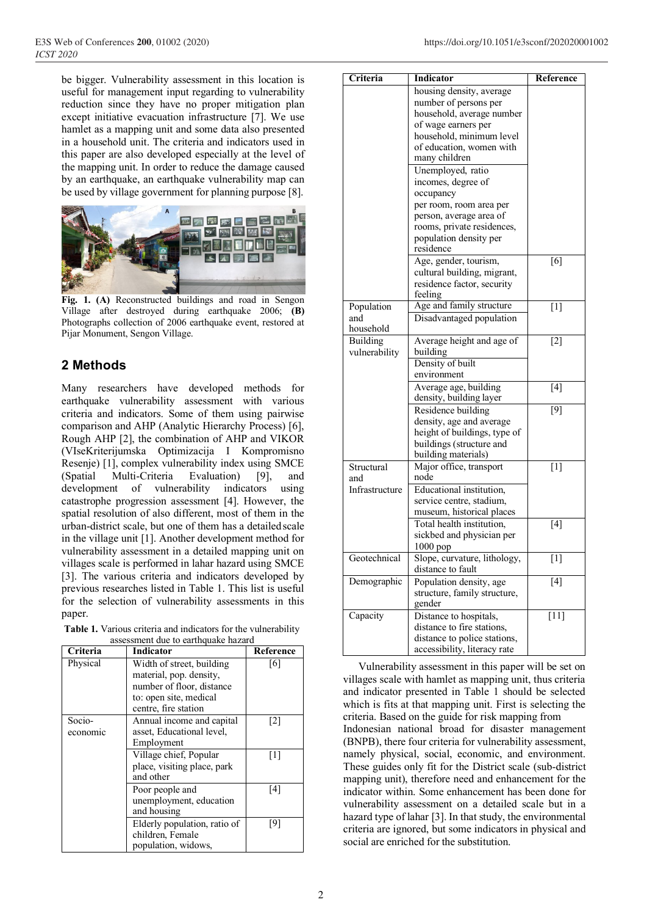be bigger. Vulnerability assessment in this location is useful for management input regarding to vulnerability reduction since they have no proper mitigation plan except initiative evacuation infrastructure [7]. We use hamlet as a mapping unit and some data also presented in a household unit. The criteria and indicators used in this paper are also developed especially at the level of the mapping unit. In order to reduce the damage caused by an earthquake, an earthquake vulnerability map can be used by village government for planning purpose [8].

**Fig. 1. (A)** Reconstructed buildings and road in Sengon Village after destroyed during earthquake 2006; **(B)** Photographs collection of 2006 earthquake event, restored at Pijar Monument, Sengon Village.

## 2 Methods

Many researchers have developed methods for earthquake vulnerability assessment with various criteria and indicators. Some of them using pairwise comparison and AHP (Analytic Hierarchy Process) [6], Rough AHP [2], the combination of AHP and VIKOR (VIseKriterijumska Optimizacija I Kompromisno Resenje) [1], complex vulnerability index using SMCE (Spatial Multi-Criteria Evaluation) [9], and development of vulnerability indicators using catastrophe progression assessment [4]. However, the spatial resolution of also different, most of them in the urban-district scale, but one of them has a detailed scale in the village unit [1]. Another development method for vulnerability assessment in a detailed mapping unit on villages scale is performed in lahar hazard using SMCE [3]. The various criteria and indicators developed by previous researches listed in Table 1. This list is useful for the selection of vulnerability assessments in this paper.

**Table 1.** Various criteria and indicators for the vulnerability assessment due to earthquake hazard

| Criteria | Indicator | Reference |
|---|---|---|
| Physical | Width of street, building material, pop. density, number of floor, distance to: open site, medical centre, fire station | [6] |
| Socio-economic | Annual income and capital asset, Educational level, Employment | [2] |
| | Village chief, Popular place, visiting place, park and other | [1] |
| | Poor people and unemployment, education and housing | [4] |
| | Elderly population, ratio of children, Female population, widows, housing density, average number of persons per household, average number of wage earners per household, minimum level of education, women with many children | [9] |
| | Unemployed, ratio incomes, degree of occupancy per room, room area per person, average area of rooms, private residences, population density per residence | |
| | Age, gender, tourism, cultural building, migrant, residence factor, security feeling | [6] |
| Population and household | Age and family structure | [1] |
| | Disadvantaged population | |
| Building vulnerability | Average height and age of building | [2] |
| | Density of built environment | |
| | Average age, building density, building layer | [4] |
| | Residence building density, age and average height of buildings, type of buildings (structure and building materials) | [9] |
| Structural and Infrastructure | Major office, transport node | [1] |
| | Educational institution, service centre, stadium, museum, historical places | |
| | Total health institution, sickbed and physician per 1000 pop | [4] |
| Geotechnical | Slope, curvature, lithology, distance to fault | [1] |
| Demographic | Population density, age structure, family structure, gender | [4] |
| Capacity | Distance to hospitals, distance to fire stations, distance to police stations, accessibility, literacy rate | [11] |

Vulnerability assessment in this paper will be set on villages scale with hamlet as mapping unit, thus criteria and indicator presented in Table 1 should be selected which is fits at that mapping unit. First is selecting the criteria. Based on the guide for risk mapping from Indonesian national broad for disaster management (BNPB), there four criteria for vulnerability assessment, namely physical, social, economic, and environment. These guides only fit for the District scale (sub-district mapping unit), therefore need and enhancement for the indicator within. Some enhancement has been done for vulnerability assessment on a detailed scale but in a hazard type of lahar [3]. In that study, the environmental criteria are ignored, but some indicators in physical and social are enriched for the substitution.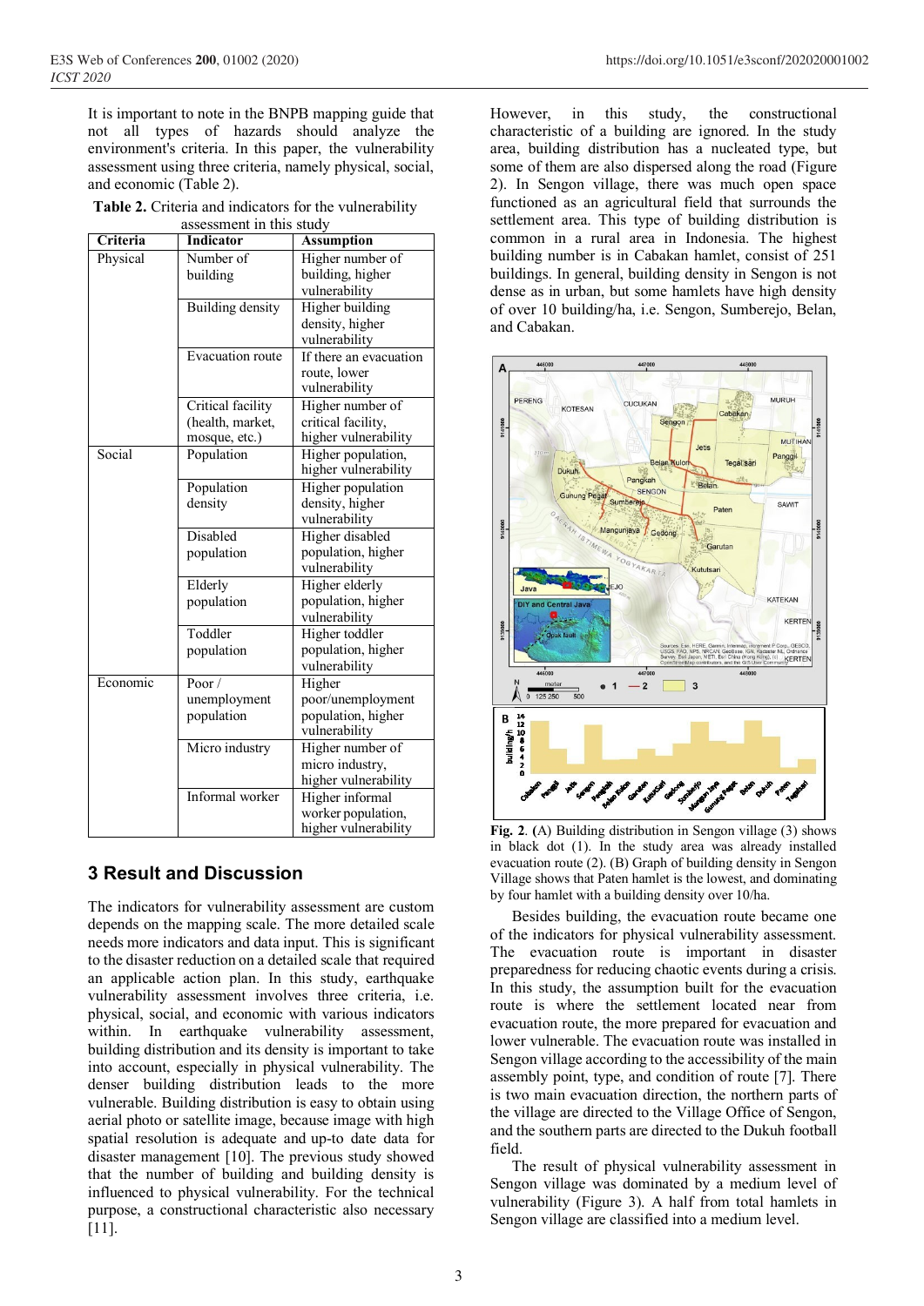It is important to note in the BNPB mapping guide that not all types of hazards should analyze the vulnerability environment's criteria. In this paper, the vulnerability assessment using three criteria, namely physical, social, and economic (Table 2).

**Table 2.** Criteria and indicators for the vulnerability assessment in this study

| Criteria | Indicator | Assumption |
|---|---|---|
| Physical | Number of building | Higher number of building, higher vulnerability |
| | Building density | Higher building density, higher vulnerability |
| | Evacuation route | If there an evacuation route, lower vulnerability |
| | Critical facility (health, market, mosque, etc.) | Higher number of critical facility, higher vulnerability |
| Social | Population | Higher population, higher vulnerability |
| | Population density | Higher population density, higher vulnerability |
| | Disabled population | Higher disabled population, higher vulnerability |
| | Elderly population | Higher elderly population, higher vulnerability |
| | Toddler population | Higher toddler population, higher vulnerability |
| Economic | Poor / unemployment population | Higher poor/unemployment population, higher vulnerability |
| | Micro industry | Higher number of micro industry, higher vulnerability |
| | Informal worker | Higher informal worker population, higher vulnerability |

## 3 Result and Discussion

The indicators for vulnerability assessment are custom depends on the mapping scale. The more detailed scale needs more indicators and data input. This is significant to the disaster reduction on a detailed scale that required an applicable action plan. In this study, earthquake vulnerability assessment involves three criteria, i.e. physical, social, and economic with various indicators within. In earthquake vulnerability assessment, building distribution and its density is important to take into account, especially in physical vulnerability. The denser building distribution leads to the more vulnerable. Building distribution is easy to obtain using aerial photo or satellite image, because image with high spatial resolution is adequate and up-to date data for disaster management [10]. The previous study showed that the number of building and building density is influenced to physical vulnerability. For the technical purpose, a constructional characteristic also necessary [11].

However, in this study, the constructional characteristic of a building are ignored. In the study area, building distribution has a nucleated type, but some of them are also dispersed along the road (Figure 2). In Sengon village, there was much open space functioned as an agricultural field that surrounds the settlement area. This type of building distribution is common in a rural area in Indonesia. The highest building number is in Cabakan hamlet, consist of 251 buildings. In general, building density in Sengon is not dense as in urban, but some hamlets have high density of over 10 building/ha, i.e. Sengon, Sumberejo, Belan, and Cabakan.

**Fig. 2**. (A) Building distribution in Sengon village (3) shows in black dot (1). In the study area was already installed evacuation route (2). (B) Graph of building density in Sengon Village shows that Paten hamlet is the lowest, and dominating by four hamlet with a building density over 10/ha.

Besides building, the evacuation route became one of the indicators for physical vulnerability assessment. The evacuation route is important in disaster preparedness for reducing chaotic events during a crisis. In this study, the assumption built for the evacuation route is where the settlement located near from evacuation route, the more prepared for evacuation and lower vulnerable. The evacuation route was installed in Sengon village according to the accessibility of the main assembly point, type, and condition of route [7]. There is two main evacuation direction, the northern parts of the village are directed to the Village Office of Sengon, and the southern parts are directed to the Dukuh football field.

The result of physical vulnerability assessment in Sengon village was dominated by a medium level of vulnerability (Figure 3). A half from total hamlets in Sengon village are classified into a medium level.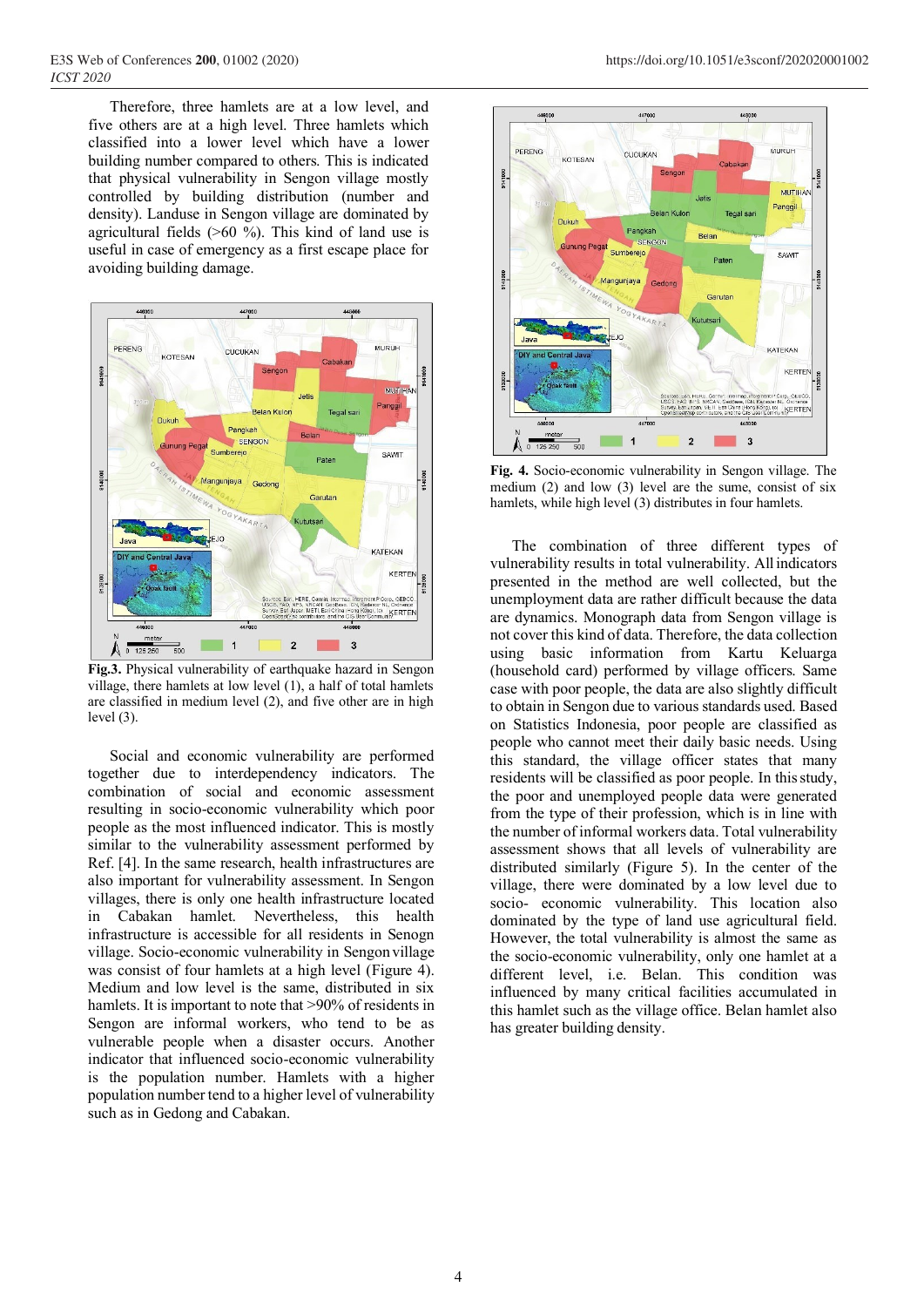Therefore, three hamlets are at a low level, and five others are at a high level. Three hamlets which classified into a lower level which have a lower building number compared to others. This is indicated that physical vulnerability in Sengon village mostly controlled by building distribution (number and density). Landuse in Sengon village are dominated by agricultural fields (>60 %). This kind of land use is useful in case of emergency as a first escape place for avoiding building damage.

**Fig.3.** Physical vulnerability of earthquake hazard in Sengon village, there hamlets at low level (1), a half of total hamlets are classified in medium level (2), and five other are in high level (3).

Social and economic vulnerability are performed together due to interdependency indicators. The combination of social and economic assessment resulting in socio-economic vulnerability which poor people as the most influenced indicator. This is mostly similar to the vulnerability assessment performed by Ref. [4]. In the same research, health infrastructures are also important for vulnerability assessment. In Sengon villages, there is only one health infrastructure located in Cabakan hamlet. Nevertheless, this health infrastructure is accessible for all residents in Senogn village. Socio-economic vulnerability in Sengon village was consist of four hamlets at a high level (Figure 4). Medium and low level is the same, distributed in six hamlets. It is important to note that >90% of residents in Sengon are informal workers, who tend to be as vulnerable people when a disaster occurs. Another indicator that influenced socio-economic vulnerability is the population number. Hamlets with a higher population number tend to a higher level of vulnerability such as in Gedong and Cabakan.

**Fig. 4.** Socio-economic vulnerability in Sengon village. The medium (2) and low (3) level are the sume, consist of six hamlets, while high level (3) distributes in four hamlets.

The combination of three different types of vulnerability results in total vulnerability. All indicators presented in the method are well collected, but the unemployment data are rather difficult because the data are dynamics. Monograph data from Sengon village is not cover this kind of data. Therefore, the data collection using basic information from Kartu Keluarga (household card) performed by village officers. Same case with poor people, the data are also slightly difficult to obtain in Sengon due to various standards used. Based on Statistics Indonesia, poor people are classified as people who cannot meet their daily basic needs. Using this standard, the village officer states that many residents will be classified as poor people. In this study, the poor and unemployed people data were generated from the type of their profession, which is in line with the number of informal workers data. Total vulnerability assessment shows that all levels of vulnerability are distributed similarly (Figure 5). In the center of the village, there were dominated by a low level due to socio- economic vulnerability. This location also dominated by the type of land use agricultural field. However, the total vulnerability is almost the same as the socio-economic vulnerability, only one hamlet at a different level, i.e. Belan. This condition was influenced by many critical facilities accumulated in this hamlet such as the village office. Belan hamlet also has greater building density.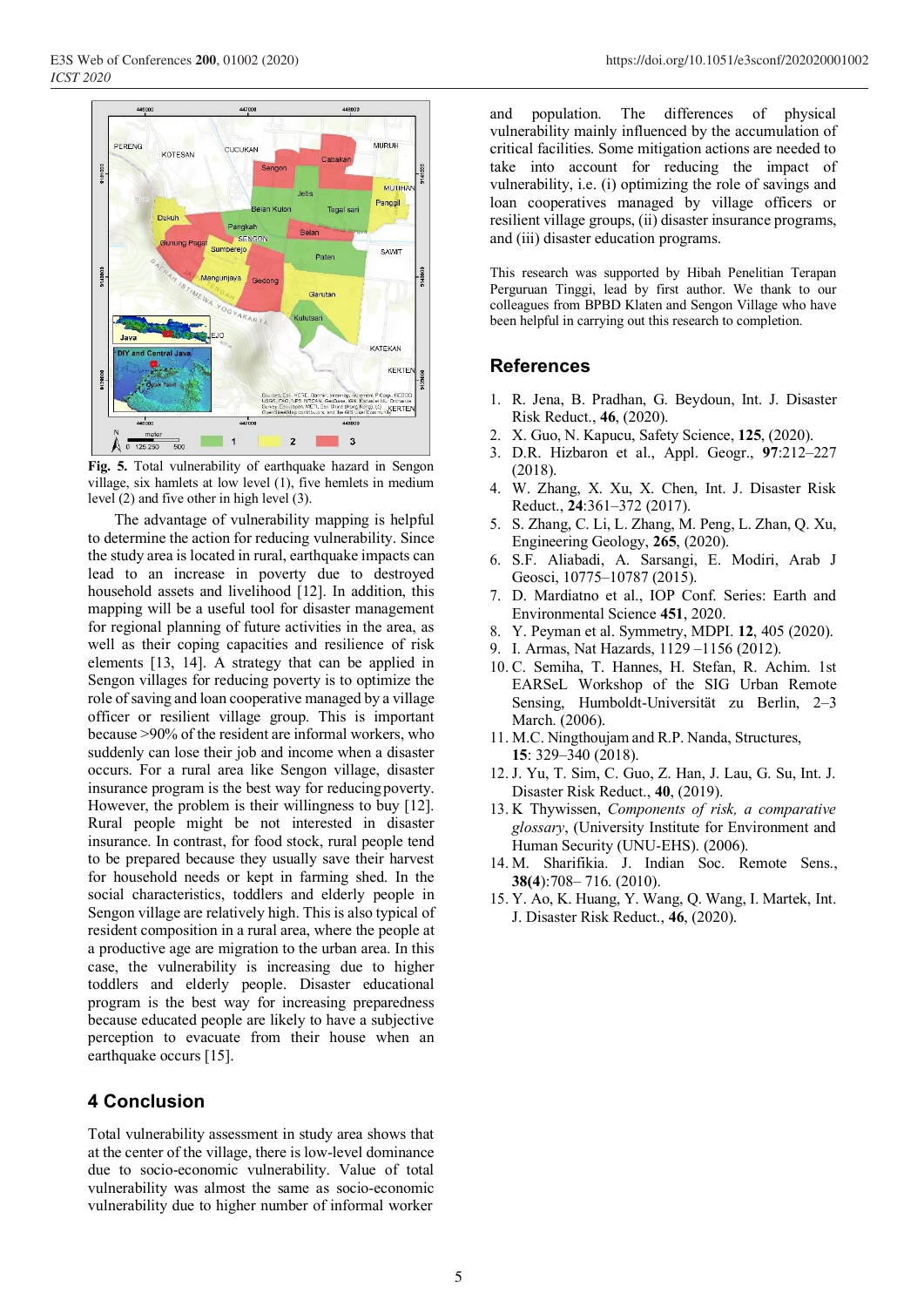Fig. 5. Total vulnerability of earthquake hazard in Sengon village, six hamlets at low level (1), five hemlets in medium level (2) and five other in high level (3).

The advantage of vulnerability mapping is helpful to determine the action for reducing vulnerability. Since the study area is located in rural, earthquake impacts can lead to an increase in poverty due to destroyed household assets and livelihood [12]. In addition, this mapping will be a useful tool for disaster management for regional planning of future activities in the area, as well as their coping capacities and resilience of risk elements [13, 14]. A strategy that can be applied in Sengon villages for reducing poverty is to optimize the role of saving and loan cooperative managed by a village officer or resilient village group. This is important because >90% of the resident are informal workers, who suddenly can lose their job and income when a disaster occurs. For a rural area like Sengon village, disaster insurance program is the best way for reducing poverty. However, the problem is their willingness to buy [12]. Rural people might be not interested in disaster insurance. In contrast, for food stock, rural people tend to be prepared because they usually save their harvest for household needs or kept in farming shed. In the social characteristics, toddlers and elderly people in Sengon village are relatively high. This is also typical of resident composition in a rural area, where the people at a productive age are migration to the urban area. In this case, the vulnerability is increasing due to higher toddlers and elderly people. Disaster educational program is the best way for increasing preparedness because educated people are likely to have a subjective perception to evacuate from their house when an earthquake occurs [15].

## 4 Conclusion

Total vulnerability assessment in study area shows that at the center of the village, there is low-level dominance due to socio-economic vulnerability. Value of total vulnerability was almost the same as socio-economic vulnerability due to higher number of informal worker and population. The differences of physical vulnerability mainly influenced by the accumulation of critical facilities. Some mitigation actions are needed to take into account for reducing the impact of vulnerability, i.e. (i) optimizing the role of savings and loan cooperatives managed by village officers or resilient village groups, (ii) disaster insurance programs, and (iii) disaster education programs.

This research was supported by Hibah Penelitian Terapan Perguruan Tinggi, lead by first author. We thank to our colleagues from BPBD Klaten and Sengon Village who have been helpful in carrying out this research to completion.

## References

1. R. Jena, B. Pradhan, G. Beydoun, Int. J. Disaster Risk Reduct., **46**, (2020).
2. X. Guo, N. Kapucu, Safety Science, **125**, (2020).
3. D.R. Hizbaron et al., Appl. Geogr., **97**:212–227 (2018).
4. W. Zhang, X. Xu, X. Chen, Int. J. Disaster Risk Reduct., **24**:361–372 (2017).
5. S. Zhang, C. Li, L. Zhang, M. Peng, L. Zhan, Q. Xu, Engineering Geology, **265**, (2020).
6. S.F. Aliabadi, A. Sarsangi, E. Modiri, Arab J Geosci, 10775–10787 (2015).
7. D. Mardiatno et al., IOP Conf. Series: Earth and Environmental Science **451**, 2020.
8. Y. Peyman et al. Symmetry, MDPI. **12**, 405 (2020).
9. I. Armas, Nat Hazards, 1129 –1156 (2012).
10. C. Semiha, T. Hannes, H. Stefan, R. Achim. 1st EARSeL Workshop of the SIG Urban Remote Sensing, Humboldt-Universität zu Berlin, 2–3 March. (2006).
11. M.C. Ningthoujam and R.P. Nanda, Structures, **15**: 329–340 (2018).
12. J. Yu, T. Sim, C. Guo, Z. Han, J. Lau, G. Su, Int. J. Disaster Risk Reduct., **40**, (2019).
13. K Thywissen, *Components of risk, a comparative glossary*, (University Institute for Environment and Human Security (UNU-EHS). (2006).
14. M. Sharifikia. J. Indian Soc. Remote Sens., **38(4)**:708– 716. (2010).
15. Y. Ao, K. Huang, Y. Wang, Q. Wang, I. Martek, Int. J. Disaster Risk Reduct., **46**, (2020).